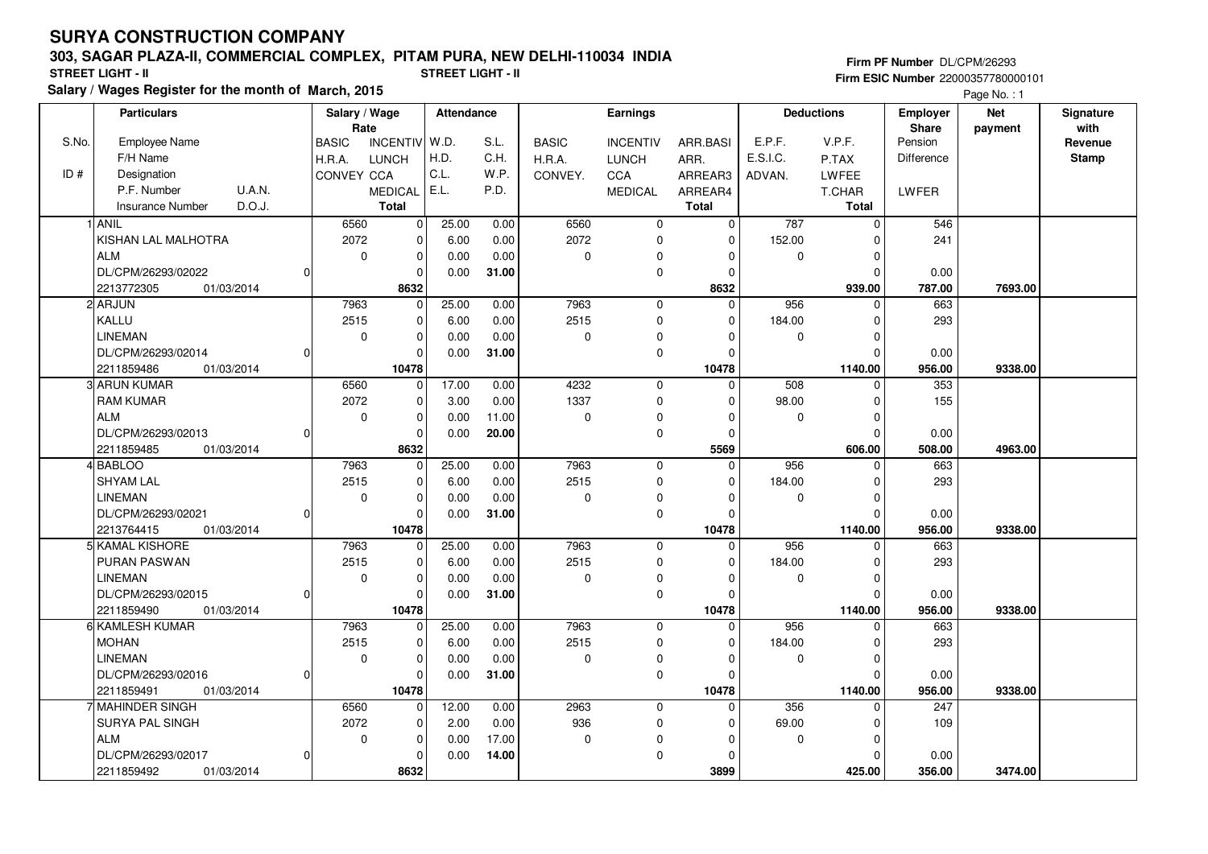# SURYA CONSTRUCTION COMPANY

## 303, SAGAR PLAZA-II, COMMERCIAL COMPLEX, PITAM PURA, NEW DELHI-110034 INDIA

**STREET LIGHT - II** **STREET LIGHT - II**

**Salary / Wages Register for the month of March, 2015**

Firm PF Number DL/CPM/26293
Firm ESIC Number 22000357780000101

Page No. : 1

| S.No. / ID # | Particulars: Employee Name / F/H Name / Designation / P.F. Number, U.A.N. / Insurance Number, D.O.J. | Salary / Wage Rate: BASIC / H.R.A. / CONVEY | Salary / Wage Rate: INCENTIV / LUNCH / CCA / MEDICAL / Total | Attendance: W.D. / H.D. / C.L. / E.L. | Attendance: S.L. / C.H. / W.P. / P.D. | Earnings: BASIC / H.R.A. / CONVEY. | Earnings: INCENTIV / LUNCH / CCA / MEDICAL | Earnings: ARR.BASI / ARR. / ARREAR3 / ARREAR4 / Total | Deductions: E.P.F. / E.S.I.C. / ADVAN. | Deductions: V.P.F. / P.TAX / LWFEE / T.CHAR / Total | Employer Share: Pension / Difference / LWFER | Net payment | Signature with Revenue Stamp |
|---|---|---|---|---|---|---|---|---|---|---|---|---|---|
| 1 | ANIL | 6560 | 0 | 25.00 | 0.00 | 6560 | 0 | 0 | 787 | 0 | 546 | | |
| | KISHAN LAL MALHOTRA | 2072 | 0 | 6.00 | 0.00 | 2072 | 0 | 0 | 152.00 | 0 | 241 | | |
| | ALM | 0 | 0 | 0.00 | 0.00 | 0 | 0 | 0 | 0 | 0 | | | |
| | DL/CPM/26293/02022 0 | | 0 | 0.00 | **31.00** | | 0 | 0 | | 0 | 0.00 | | |
| | 2213772305 01/03/2014 | | **8632** | | | | | **8632** | | **939.00** | **787.00** | **7693.00** | |
| 2 | ARJUN | 7963 | 0 | 25.00 | 0.00 | 7963 | 0 | 0 | 956 | 0 | 663 | | |
| | KALLU | 2515 | 0 | 6.00 | 0.00 | 2515 | 0 | 0 | 184.00 | 0 | 293 | | |
| | LINEMAN | 0 | 0 | 0.00 | 0.00 | 0 | 0 | 0 | 0 | 0 | | | |
| | DL/CPM/26293/02014 0 | | 0 | 0.00 | **31.00** | | 0 | 0 | | 0 | 0.00 | | |
| | 2211859486 01/03/2014 | | **10478** | | | | | **10478** | | **1140.00** | **956.00** | **9338.00** | |
| 3 | ARUN KUMAR | 6560 | 0 | 17.00 | 0.00 | 4232 | 0 | 0 | 508 | 0 | 353 | | |
| | RAM KUMAR | 2072 | 0 | 3.00 | 0.00 | 1337 | 0 | 0 | 98.00 | 0 | 155 | | |
| | ALM | 0 | 0 | 0.00 | 11.00 | 0 | 0 | 0 | 0 | 0 | | | |
| | DL/CPM/26293/02013 0 | | 0 | 0.00 | **20.00** | | 0 | 0 | | 0 | 0.00 | | |
| | 2211859485 01/03/2014 | | **8632** | | | | | **5569** | | **606.00** | **508.00** | **4963.00** | |
| 4 | BABLOO | 7963 | 0 | 25.00 | 0.00 | 7963 | 0 | 0 | 956 | 0 | 663 | | |
| | SHYAM LAL | 2515 | 0 | 6.00 | 0.00 | 2515 | 0 | 0 | 184.00 | 0 | 293 | | |
| | LINEMAN | 0 | 0 | 0.00 | 0.00 | 0 | 0 | 0 | 0 | 0 | | | |
| | DL/CPM/26293/02021 0 | | 0 | 0.00 | **31.00** | | 0 | 0 | | 0 | 0.00 | | |
| | 2213764415 01/03/2014 | | **10478** | | | | | **10478** | | **1140.00** | **956.00** | **9338.00** | |
| 5 | KAMAL KISHORE | 7963 | 0 | 25.00 | 0.00 | 7963 | 0 | 0 | 956 | 0 | 663 | | |
| | PURAN PASWAN | 2515 | 0 | 6.00 | 0.00 | 2515 | 0 | 0 | 184.00 | 0 | 293 | | |
| | LINEMAN | 0 | 0 | 0.00 | 0.00 | 0 | 0 | 0 | 0 | 0 | | | |
| | DL/CPM/26293/02015 0 | | 0 | 0.00 | **31.00** | | 0 | 0 | | 0 | 0.00 | | |
| | 2211859490 01/03/2014 | | **10478** | | | | | **10478** | | **1140.00** | **956.00** | **9338.00** | |
| 6 | KAMLESH KUMAR | 7963 | 0 | 25.00 | 0.00 | 7963 | 0 | 0 | 956 | 0 | 663 | | |
| | MOHAN | 2515 | 0 | 6.00 | 0.00 | 2515 | 0 | 0 | 184.00 | 0 | 293 | | |
| | LINEMAN | 0 | 0 | 0.00 | 0.00 | 0 | 0 | 0 | 0 | 0 | | | |
| | DL/CPM/26293/02016 0 | | 0 | 0.00 | **31.00** | | 0 | 0 | | 0 | 0.00 | | |
| | 2211859491 01/03/2014 | | **10478** | | | | | **10478** | | **1140.00** | **956.00** | **9338.00** | |
| 7 | MAHINDER SINGH | 6560 | 0 | 12.00 | 0.00 | 2963 | 0 | 0 | 356 | 0 | 247 | | |
| | SURYA PAL SINGH | 2072 | 0 | 2.00 | 0.00 | 936 | 0 | 0 | 69.00 | 0 | 109 | | |
| | ALM | 0 | 0 | 0.00 | 17.00 | 0 | 0 | 0 | 0 | 0 | | | |
| | DL/CPM/26293/02017 0 | | 0 | 0.00 | **14.00** | | 0 | 0 | | 0 | 0.00 | | |
| | 2211859492 01/03/2014 | | **8632** | | | | | **3899** | | **425.00** | **356.00** | **3474.00** | |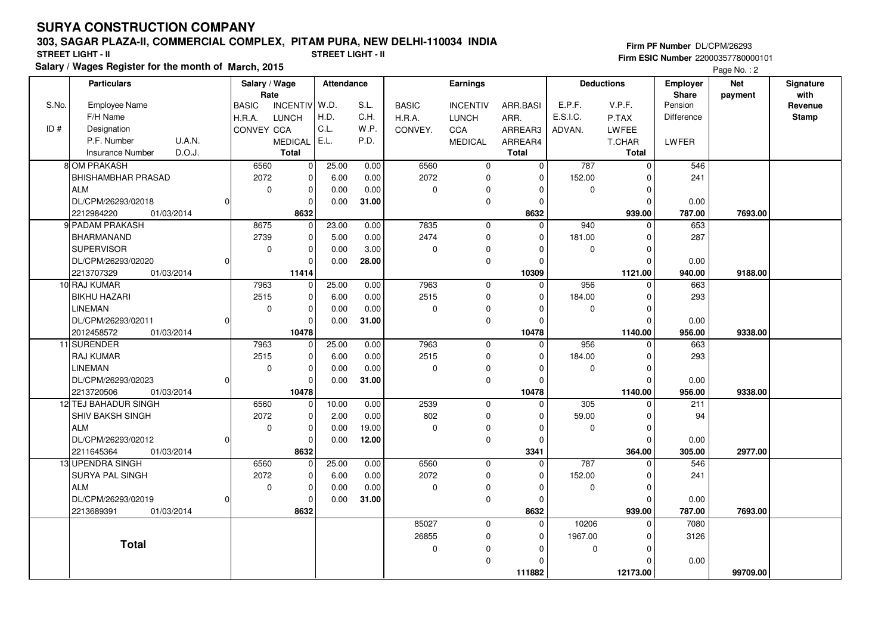# SURYA CONSTRUCTION COMPANY

## 303, SAGAR PLAZA-II, COMMERCIAL COMPLEX, PITAM PURA, NEW DELHI-110034 INDIA

**STREET LIGHT - II** **STREET LIGHT - II**

**Salary / Wages Register for the month of March, 2015**

**Firm PF Number** DL/CPM/26293
**Firm ESIC Number** 22000357780000101

Page No. : 2

| S.No. / ID # | Particulars: Employee Name / F/H Name / Designation / P.F. Number U.A.N. / Insurance Number D.O.J. | Salary / Wage Rate: BASIC / H.R.A. / CONVEY | Salary / Wage Rate: INCENTIV / LUNCH / CCA / MEDICAL / Total | Attendance: W.D. / H.D. / C.L. / E.L. | Attendance: S.L. / C.H. / W.P. / P.D. | Earnings: BASIC / H.R.A. / CONVEY. | Earnings: INCENTIV / LUNCH / CCA / MEDICAL | Earnings: ARR.BASI / ARR. / ARREAR3 / ARREAR4 / Total | Deductions: E.P.F. / E.S.I.C. / ADVAN. | Deductions: V.P.F. / P.TAX / LWFEE / T.CHAR / Total | Employer Share: Pension / Difference / LWFER | Net payment | Signature with Revenue Stamp |
|---|---|---|---|---|---|---|---|---|---|---|---|---|---|
| 8 | OM PRAKASH<br>BHISHAMBHAR PRASAD<br>ALM<br>DL/CPM/26293/02018 0<br>2212984220 01/03/2014 | 6560<br>2072<br>0 | 0<br>0<br>0<br>0<br>**8632** | 25.00<br>6.00<br>0.00<br>0.00 | 0.00<br>0.00<br>0.00<br>**31.00** | 6560<br>2072<br>0 | 0<br>0<br>0<br>0 | 0<br>0<br>0<br>0<br>**8632** | 787<br>152.00<br>0 | 0<br>0<br>0<br>0<br>**939.00** | 546<br>241<br>0.00<br>**787.00** | **7693.00** | |
| 9 | PADAM PRAKASH<br>BHARMANAND<br>SUPERVISOR<br>DL/CPM/26293/02020 0<br>2213707329 01/03/2014 | 8675<br>2739<br>0 | 0<br>0<br>0<br>0<br>**11414** | 23.00<br>5.00<br>0.00<br>0.00 | 0.00<br>0.00<br>3.00<br>**28.00** | 7835<br>2474<br>0 | 0<br>0<br>0<br>0 | 0<br>0<br>0<br>0<br>**10309** | 940<br>181.00<br>0 | 0<br>0<br>0<br>0<br>**1121.00** | 653<br>287<br>0.00<br>**940.00** | **9188.00** | |
| 10 | RAJ KUMAR<br>BIKHU HAZARI<br>LINEMAN<br>DL/CPM/26293/02011 0<br>2012458572 01/03/2014 | 7963<br>2515<br>0 | 0<br>0<br>0<br>0<br>**10478** | 25.00<br>6.00<br>0.00<br>0.00 | 0.00<br>0.00<br>0.00<br>**31.00** | 7963<br>2515<br>0 | 0<br>0<br>0<br>0 | 0<br>0<br>0<br>0<br>**10478** | 956<br>184.00<br>0 | 0<br>0<br>0<br>0<br>**1140.00** | 663<br>293<br>0.00<br>**956.00** | **9338.00** | |
| 11 | SURENDER<br>RAJ KUMAR<br>LINEMAN<br>DL/CPM/26293/02023 0<br>2213720506 01/03/2014 | 7963<br>2515<br>0 | 0<br>0<br>0<br>0<br>**10478** | 25.00<br>6.00<br>0.00<br>0.00 | 0.00<br>0.00<br>0.00<br>**31.00** | 7963<br>2515<br>0 | 0<br>0<br>0<br>0 | 0<br>0<br>0<br>0<br>**10478** | 956<br>184.00<br>0 | 0<br>0<br>0<br>0<br>**1140.00** | 663<br>293<br>0.00<br>**956.00** | **9338.00** | |
| 12 | TEJ BAHADUR SINGH<br>SHIV BAKSH SINGH<br>ALM<br>DL/CPM/26293/02012 0<br>2211645364 01/03/2014 | 6560<br>2072<br>0 | 0<br>0<br>0<br>0<br>**8632** | 10.00<br>2.00<br>0.00<br>0.00 | 0.00<br>0.00<br>19.00<br>**12.00** | 2539<br>802<br>0 | 0<br>0<br>0<br>0 | 0<br>0<br>0<br>0<br>**3341** | 305<br>59.00<br>0 | 0<br>0<br>0<br>0<br>**364.00** | 211<br>94<br>0.00<br>**305.00** | **2977.00** | |
| 13 | UPENDRA SINGH<br>SURYA PAL SINGH<br>ALM<br>DL/CPM/26293/02019 0<br>2213689391 01/03/2014 | 6560<br>2072<br>0 | 0<br>0<br>0<br>0<br>**8632** | 25.00<br>6.00<br>0.00<br>0.00 | 0.00<br>0.00<br>0.00<br>**31.00** | 6560<br>2072<br>0 | 0<br>0<br>0<br>0 | 0<br>0<br>0<br>0<br>**8632** | 787<br>152.00<br>0 | 0<br>0<br>0<br>0<br>**939.00** | 546<br>241<br>0.00<br>**787.00** | **7693.00** | |
| | **Total** | | | | | 85027<br>26855<br>0 | 0<br>0<br>0<br>0 | 0<br>0<br>0<br>0<br>**111882** | 10206<br>1967.00<br>0 | 0<br>0<br>0<br>0<br>**12173.00** | 7080<br>3126<br>0.00 | **99709.00** | |